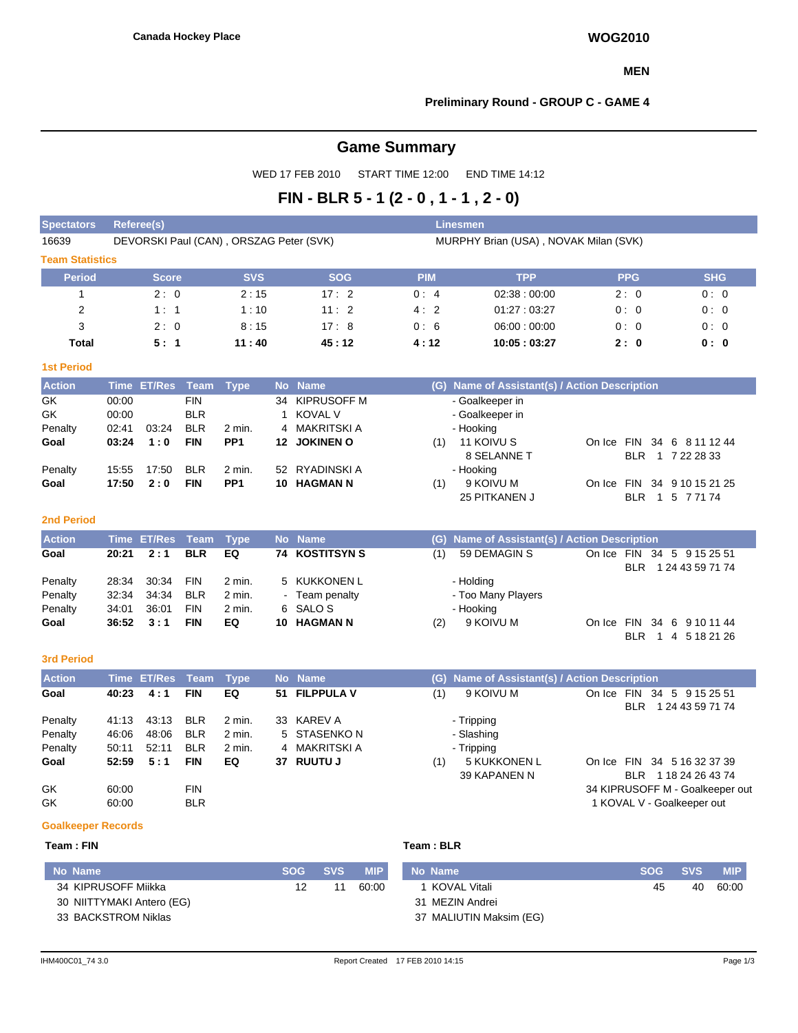**Canada Hockey Place**

**WOG2010**

**MEN**

**Preliminary Round - GROUP C - GAME 4**

# Game Summary

WED 17 FEB 2010 START TIME 12:00 END TIME 14:12

## FIN - BLR 5 - 1 (2 - 0 , 1 - 1 , 2 - 0)

| Spectators | Referee(s) | Linesmen |
|---|---|---|
| 16639 | DEVORSKI Paul (CAN) , ORSZAG Peter (SVK) | MURPHY Brian (USA) , NOVAK Milan (SVK) |

### Team Statistics

| Period | Score | SVS | SOG | PIM | TPP | PPG | SHG |
|---|---|---|---|---|---|---|---|
| 1 | 2 : 0 | 2 : 15 | 17 : 2 | 0 : 4 | 02:38 : 00:00 | 2 : 0 | 0 : 0 |
| 2 | 1 : 1 | 1 : 10 | 11 : 2 | 4 : 2 | 01:27 : 03:27 | 0 : 0 | 0 : 0 |
| 3 | 2 : 0 | 8 : 15 | 17 : 8 | 0 : 6 | 06:00 : 00:00 | 0 : 0 | 0 : 0 |
| **Total** | **5 : 1** | **11 : 40** | **45 : 12** | **4 : 12** | **10:05 : 03:27** | **2 : 0** | **0 : 0** |

### 1st Period

| Action | Time | ET/Res | Team | Type | No | Name | (G) | Name of Assistant(s) / Action Description | On Ice |
|---|---|---|---|---|---|---|---|---|---|
| GK | 00:00 | | FIN | | 34 | KIPRUSOFF M | | - Goalkeeper in | |
| GK | 00:00 | | BLR | | 1 | KOVAL V | | - Goalkeeper in | |
| Penalty | 02:41 | 03:24 | BLR | 2 min. | 4 | MAKRITSKI A | | - Hooking | |
| **Goal** | **03:24** | **1 : 0** | **FIN** | **PP1** | **12** | **JOKINEN O** | (1) | 11 KOIVU S, 8 SELANNE T | On Ice FIN 34 6 8 11 12 44; BLR 1 7 22 28 33 |
| Penalty | 15:55 | 17:50 | BLR | 2 min. | 52 | RYADINSKI A | | - Hooking | |
| **Goal** | **17:50** | **2 : 0** | **FIN** | **PP1** | **10** | **HAGMAN N** | (1) | 9 KOIVU M, 25 PITKANEN J | On Ice FIN 34 9 10 15 21 25; BLR 1 5 7 71 74 |

### 2nd Period

| Action | Time | ET/Res | Team | Type | No | Name | (G) | Name of Assistant(s) / Action Description | On Ice |
|---|---|---|---|---|---|---|---|---|---|
| **Goal** | **20:21** | **2 : 1** | **BLR** | **EQ** | **74** | **KOSTITSYN S** | (1) | 59 DEMAGIN S | On Ice FIN 34 5 9 15 25 51; BLR 1 24 43 59 71 74 |
| Penalty | 28:34 | 30:34 | FIN | 2 min. | 5 | KUKKONEN L | | - Holding | |
| Penalty | 32:34 | 34:34 | BLR | 2 min. | - | Team penalty | | - Too Many Players | |
| Penalty | 34:01 | 36:01 | FIN | 2 min. | 6 | SALO S | | - Hooking | |
| **Goal** | **36:52** | **3 : 1** | **FIN** | **EQ** | **10** | **HAGMAN N** | (2) | 9 KOIVU M | On Ice FIN 34 6 9 10 11 44; BLR 1 4 5 18 21 26 |

### 3rd Period

| Action | Time | ET/Res | Team | Type | No | Name | (G) | Name of Assistant(s) / Action Description | On Ice |
|---|---|---|---|---|---|---|---|---|---|
| **Goal** | **40:23** | **4 : 1** | **FIN** | **EQ** | **51** | **FILPPULA V** | (1) | 9 KOIVU M | On Ice FIN 34 5 9 15 25 51; BLR 1 24 43 59 71 74 |
| Penalty | 41:13 | 43:13 | BLR | 2 min. | 33 | KAREV A | | - Tripping | |
| Penalty | 46:06 | 48:06 | BLR | 2 min. | 5 | STASENKO N | | - Slashing | |
| Penalty | 50:11 | 52:11 | BLR | 2 min. | 4 | MAKRITSKI A | | - Tripping | |
| **Goal** | **52:59** | **5 : 1** | **FIN** | **EQ** | **37** | **RUUTU J** | (1) | 5 KUKKONEN L, 39 KAPANEN N | On Ice FIN 34 5 16 32 37 39; BLR 1 18 24 26 43 74 |
| GK | 60:00 | | FIN | | | | | 34 KIPRUSOFF M - Goalkeeper out | |
| GK | 60:00 | | BLR | | | | | 1 KOVAL V - Goalkeeper out | |

### Goalkeeper Records

**Team : FIN**

| No | Name | SOG | SVS | MIP |
|---|---|---|---|---|
| 34 | KIPRUSOFF Miikka | 12 | 11 | 60:00 |
| 30 | NIITTYMAKI Antero (EG) | | | |
| 33 | BACKSTROM Niklas | | | |

**Team : BLR**

| No | Name | SOG | SVS | MIP |
|---|---|---|---|---|
| 1 | KOVAL Vitali | 45 | 40 | 60:00 |
| 31 | MEZIN Andrei | | | |
| 37 | MALIUTIN Maksim (EG) | | | |

IHM400C01_74 3.0 Report Created 17 FEB 2010 14:15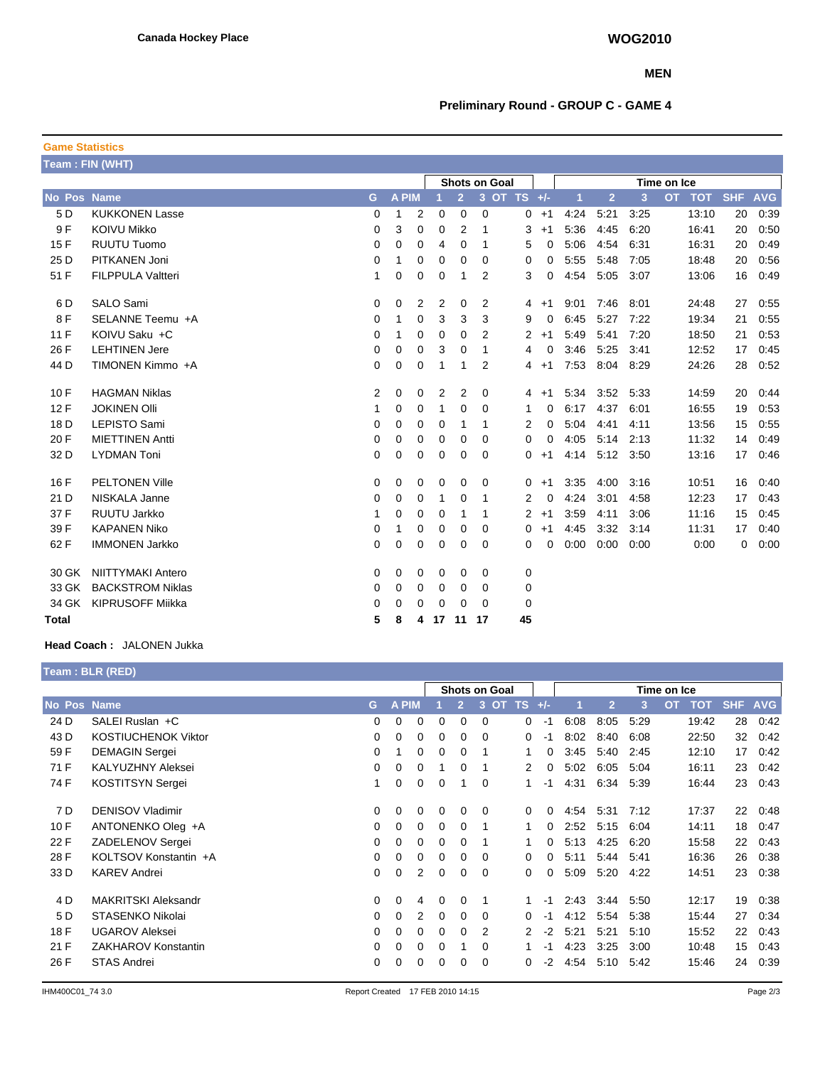Canada Hockey Place

## WOG2010

### MEN

### Preliminary Round - GROUP C - GAME 4

**Game Statistics**

**Team : FIN (WHT)**

| No | Pos | Name | G | A | PIM | Shots on Goal 1 | 2 | 3 | OT | TS | +/- | Time on Ice 1 | 2 | 3 | OT | TOT | SHF | AVG |
|---|---|---|---|---|---|---|---|---|---|---|---|---|---|---|---|---|---|---|
| 5 | D | KUKKONEN Lasse | 0 | 1 | 2 | 0 | 0 | 0 | | 0 | +1 | 4:24 | 5:21 | 3:25 | | 13:10 | 20 | 0:39 |
| 9 | F | KOIVU Mikko | 0 | 3 | 0 | 0 | 2 | 1 | | 3 | +1 | 5:36 | 4:45 | 6:20 | | 16:41 | 20 | 0:50 |
| 15 | F | RUUTU Tuomo | 0 | 0 | 0 | 4 | 0 | 1 | | 5 | 0 | 5:06 | 4:54 | 6:31 | | 16:31 | 20 | 0:49 |
| 25 | D | PITKANEN Joni | 0 | 1 | 0 | 0 | 0 | 0 | | 0 | 0 | 5:55 | 5:48 | 7:05 | | 18:48 | 20 | 0:56 |
| 51 | F | FILPPULA Valtteri | 1 | 0 | 0 | 0 | 1 | 2 | | 3 | 0 | 4:54 | 5:05 | 3:07 | | 13:06 | 16 | 0:49 |
| 6 | D | SALO Sami | 0 | 0 | 2 | 2 | 0 | 2 | | 4 | +1 | 9:01 | 7:46 | 8:01 | | 24:48 | 27 | 0:55 |
| 8 | F | SELANNE Teemu +A | 0 | 1 | 0 | 3 | 3 | 3 | | 9 | 0 | 6:45 | 5:27 | 7:22 | | 19:34 | 21 | 0:55 |
| 11 | F | KOIVU Saku +C | 0 | 1 | 0 | 0 | 0 | 2 | | 2 | +1 | 5:49 | 5:41 | 7:20 | | 18:50 | 21 | 0:53 |
| 26 | F | LEHTINEN Jere | 0 | 0 | 0 | 3 | 0 | 1 | | 4 | 0 | 3:46 | 5:25 | 3:41 | | 12:52 | 17 | 0:45 |
| 44 | D | TIMONEN Kimmo +A | 0 | 0 | 0 | 1 | 1 | 2 | | 4 | +1 | 7:53 | 8:04 | 8:29 | | 24:26 | 28 | 0:52 |
| 10 | F | HAGMAN Niklas | 2 | 0 | 0 | 2 | 2 | 0 | | 4 | +1 | 5:34 | 3:52 | 5:33 | | 14:59 | 20 | 0:44 |
| 12 | F | JOKINEN Olli | 1 | 0 | 0 | 1 | 0 | 0 | | 1 | 0 | 6:17 | 4:37 | 6:01 | | 16:55 | 19 | 0:53 |
| 18 | D | LEPISTO Sami | 0 | 0 | 0 | 0 | 1 | 1 | | 2 | 0 | 5:04 | 4:41 | 4:11 | | 13:56 | 15 | 0:55 |
| 20 | F | MIETTINEN Antti | 0 | 0 | 0 | 0 | 0 | 0 | | 0 | 0 | 4:05 | 5:14 | 2:13 | | 11:32 | 14 | 0:49 |
| 32 | D | LYDMAN Toni | 0 | 0 | 0 | 0 | 0 | 0 | | 0 | +1 | 4:14 | 5:12 | 3:50 | | 13:16 | 17 | 0:46 |
| 16 | F | PELTONEN Ville | 0 | 0 | 0 | 0 | 0 | 0 | | 0 | +1 | 3:35 | 4:00 | 3:16 | | 10:51 | 16 | 0:40 |
| 21 | D | NISKALA Janne | 0 | 0 | 0 | 1 | 0 | 1 | | 2 | 0 | 4:24 | 3:01 | 4:58 | | 12:23 | 17 | 0:43 |
| 37 | F | RUUTU Jarkko | 1 | 0 | 0 | 0 | 1 | 1 | | 2 | +1 | 3:59 | 4:11 | 3:06 | | 11:16 | 15 | 0:45 |
| 39 | F | KAPANEN Niko | 0 | 1 | 0 | 0 | 0 | 0 | | 0 | +1 | 4:45 | 3:32 | 3:14 | | 11:31 | 17 | 0:40 |
| 62 | F | IMMONEN Jarkko | 0 | 0 | 0 | 0 | 0 | 0 | | 0 | 0 | 0:00 | 0:00 | 0:00 | | 0:00 | 0 | 0:00 |
| 30 | GK | NIITTYMAKI Antero | 0 | 0 | 0 | 0 | 0 | 0 | | 0 | | | | | | | | |
| 33 | GK | BACKSTROM Niklas | 0 | 0 | 0 | 0 | 0 | 0 | | 0 | | | | | | | | |
| 34 | GK | KIPRUSOFF Miikka | 0 | 0 | 0 | 0 | 0 | 0 | | 0 | | | | | | | | |
| **Total** | | | **5** | **8** | **4** | **17** | **11** | **17** | | **45** | | | | | | | | |

**Head Coach :** JALONEN Jukka

**Team : BLR (RED)**

| No | Pos | Name | G | A | PIM | Shots on Goal 1 | 2 | 3 | OT | TS | +/- | Time on Ice 1 | 2 | 3 | OT | TOT | SHF | AVG |
|---|---|---|---|---|---|---|---|---|---|---|---|---|---|---|---|---|---|---|
| 24 | D | SALEI Ruslan +C | 0 | 0 | 0 | 0 | 0 | 0 | | 0 | -1 | 6:08 | 8:05 | 5:29 | | 19:42 | 28 | 0:42 |
| 43 | D | KOSTIUCHENOK Viktor | 0 | 0 | 0 | 0 | 0 | 0 | | 0 | -1 | 8:02 | 8:40 | 6:08 | | 22:50 | 32 | 0:42 |
| 59 | F | DEMAGIN Sergei | 0 | 1 | 0 | 0 | 0 | 1 | | 1 | 0 | 3:45 | 5:40 | 2:45 | | 12:10 | 17 | 0:42 |
| 71 | F | KALYUZHNY Aleksei | 0 | 0 | 0 | 1 | 0 | 1 | | 2 | 0 | 5:02 | 6:05 | 5:04 | | 16:11 | 23 | 0:42 |
| 74 | F | KOSTITSYN Sergei | 1 | 0 | 0 | 0 | 1 | 0 | | 1 | -1 | 4:31 | 6:34 | 5:39 | | 16:44 | 23 | 0:43 |
| 7 | D | DENISOV Vladimir | 0 | 0 | 0 | 0 | 0 | 0 | | 0 | 0 | 4:54 | 5:31 | 7:12 | | 17:37 | 22 | 0:48 |
| 10 | F | ANTONENKO Oleg +A | 0 | 0 | 0 | 0 | 0 | 1 | | 1 | 0 | 2:52 | 5:15 | 6:04 | | 14:11 | 18 | 0:47 |
| 22 | F | ZADELENOV Sergei | 0 | 0 | 0 | 0 | 0 | 1 | | 1 | 0 | 5:13 | 4:25 | 6:20 | | 15:58 | 22 | 0:43 |
| 28 | F | KOLTSOV Konstantin +A | 0 | 0 | 0 | 0 | 0 | 0 | | 0 | 0 | 5:11 | 5:44 | 5:41 | | 16:36 | 26 | 0:38 |
| 33 | D | KAREV Andrei | 0 | 0 | 2 | 0 | 0 | 0 | | 0 | 0 | 5:09 | 5:20 | 4:22 | | 14:51 | 23 | 0:38 |
| 4 | D | MAKRITSKI Aleksandr | 0 | 0 | 4 | 0 | 0 | 1 | | 1 | -1 | 2:43 | 3:44 | 5:50 | | 12:17 | 19 | 0:38 |
| 5 | D | STASENKO Nikolai | 0 | 0 | 2 | 0 | 0 | 0 | | 0 | -1 | 4:12 | 5:54 | 5:38 | | 15:44 | 27 | 0:34 |
| 18 | F | UGAROV Aleksei | 0 | 0 | 0 | 0 | 0 | 2 | | 2 | -2 | 5:21 | 5:21 | 5:10 | | 15:52 | 22 | 0:43 |
| 21 | F | ZAKHAROV Konstantin | 0 | 0 | 0 | 0 | 1 | 0 | | 1 | -1 | 4:23 | 3:25 | 3:00 | | 10:48 | 15 | 0:43 |
| 26 | F | STAS Andrei | 0 | 0 | 0 | 0 | 0 | 0 | | 0 | -2 | 4:54 | 5:10 | 5:42 | | 15:46 | 24 | 0:39 |

IHM400C01_74 3.0 Report Created 17 FEB 2010 14:15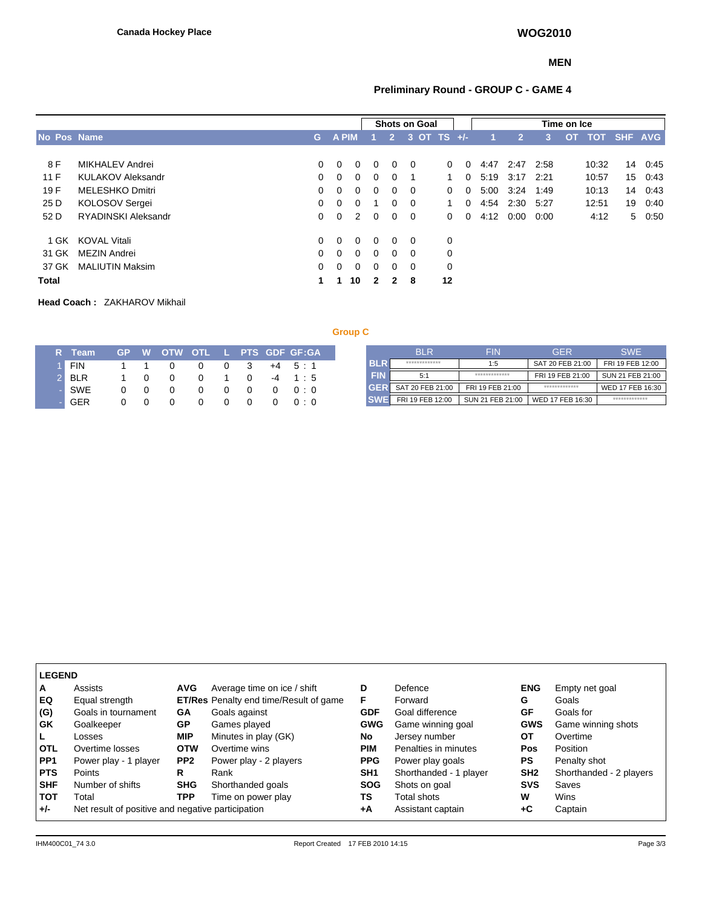Canada Hockey Place

**WOG2010**

**MEN**

**Preliminary Round - GROUP C - GAME 4**

| | | | | | | Shots on Goal | | | | | | Time on Ice | | | | | | |
|---|---|---|---|---|---|---|---|---|---|---|---|---|---|---|---|---|---|---|
| No | Pos | Name | G | A | PIM | 1 | 2 | 3 | OT | TS | +/- | 1 | 2 | 3 | OT | TOT | SHF | AVG |
| 8 | F | MIKHALEV Andrei | 0 | 0 | 0 | 0 | 0 | 0 | | 0 | 0 | 4:47 | 2:47 | 2:58 | | 10:32 | 14 | 0:45 |
| 11 | F | KULAKOV Aleksandr | 0 | 0 | 0 | 0 | 0 | 1 | | 1 | 0 | 5:19 | 3:17 | 2:21 | | 10:57 | 15 | 0:43 |
| 19 | F | MELESHKO Dmitri | 0 | 0 | 0 | 0 | 0 | 0 | | 0 | 0 | 5:00 | 3:24 | 1:49 | | 10:13 | 14 | 0:43 |
| 25 | D | KOLOSOV Sergei | 0 | 0 | 0 | 1 | 0 | 0 | | 1 | 0 | 4:54 | 2:30 | 5:27 | | 12:51 | 19 | 0:40 |
| 52 | D | RYADINSKI Aleksandr | 0 | 0 | 2 | 0 | 0 | 0 | | 0 | 0 | 4:12 | 0:00 | 0:00 | | 4:12 | 5 | 0:50 |
| 1 | GK | KOVAL Vitali | 0 | 0 | 0 | 0 | 0 | 0 | | 0 | | | | | | | | |
| 31 | GK | MEZIN Andrei | 0 | 0 | 0 | 0 | 0 | 0 | | 0 | | | | | | | | |
| 37 | GK | MALIUTIN Maksim | 0 | 0 | 0 | 0 | 0 | 0 | | 0 | | | | | | | | |
| **Total** | | | **1** | **1** | **10** | **2** | **2** | **8** | | **12** | | | | | | | | |

**Head Coach :** ZAKHAROV Mikhail

**Group C**

| R | Team | GP | W | OTW | OTL | L | PTS | GDF | GF:GA |
|---|---|---|---|---|---|---|---|---|---|
| 1 | FIN | 1 | 1 | 0 | 0 | 0 | 3 | +4 | 5 : 1 |
| 2 | BLR | 1 | 0 | 0 | 0 | 1 | 0 | -4 | 1 : 5 |
| - | SWE | 0 | 0 | 0 | 0 | 0 | 0 | 0 | 0 : 0 |
| - | GER | 0 | 0 | 0 | 0 | 0 | 0 | 0 | 0 : 0 |

| | BLR | FIN | GER | SWE |
|---|---|---|---|---|
| BLR | ************* | 1:5 | SAT 20 FEB 21:00 | FRI 19 FEB 12:00 |
| FIN | 5:1 | ************* | FRI 19 FEB 21:00 | SUN 21 FEB 21:00 |
| GER | SAT 20 FEB 21:00 | FRI 19 FEB 21:00 | ************* | WED 17 FEB 16:30 |
| SWE | FRI 19 FEB 12:00 | SUN 21 FEB 21:00 | WED 17 FEB 16:30 | ************* |

**LEGEND**

| | | | | | | | |
|---|---|---|---|---|---|---|---|
| **A** | Assists | **AVG** | Average time on ice / shift | **D** | Defence | **ENG** | Empty net goal |
| **EQ** | Equal strength | **ET/Res** | Penalty end time/Result of game | **F** | Forward | **G** | Goals |
| **(G)** | Goals in tournament | **GA** | Goals against | **GDF** | Goal difference | **GF** | Goals for |
| **GK** | Goalkeeper | **GP** | Games played | **GWG** | Game winning goal | **GWS** | Game winning shots |
| **L** | Losses | **MIP** | Minutes in play (GK) | **No** | Jersey number | **OT** | Overtime |
| **OTL** | Overtime losses | **OTW** | Overtime wins | **PIM** | Penalties in minutes | **Pos** | Position |
| **PP1** | Power play - 1 player | **PP2** | Power play - 2 players | **PPG** | Power play goals | **PS** | Penalty shot |
| **PTS** | Points | **R** | Rank | **SH1** | Shorthanded - 1 player | **SH2** | Shorthanded - 2 players |
| **SHF** | Number of shifts | **SHG** | Shorthanded goals | **SOG** | Shots on goal | **SVS** | Saves |
| **TOT** | Total | **TPP** | Time on power play | **TS** | Total shots | **W** | Wins |
| **+/-** | Net result of positive and negative participation | | | **+A** | Assistant captain | **+C** | Captain |

IHM400C01_74 3.0 Report Created 17 FEB 2010 14:15